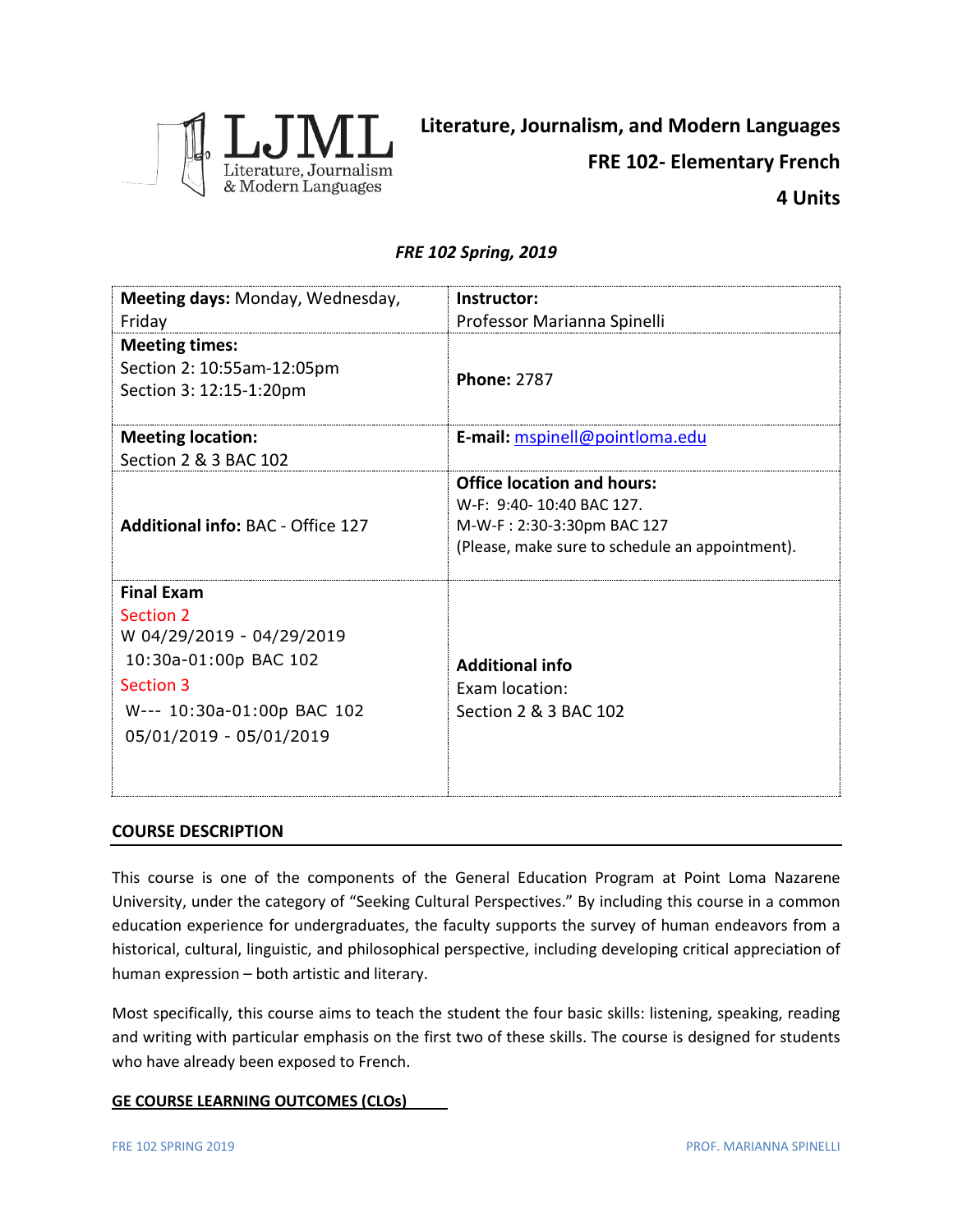LJML Literature, Journalism & Modern Languages

**Literature, Journalism, and Modern Languages**

**FRE 102- Elementary French**

**4 Units**

*FRE 102 Spring, 2019*

| **Meeting days:** Monday, Wednesday, Friday | **Instructor:** Professor Marianna Spinelli |
|---|---|
| **Meeting times:** Section 2: 10:55am-12:05pm Section 3: 12:15-1:20pm | **Phone:** 2787 |
| **Meeting location:** Section 2 & 3 BAC 102 | **E-mail:** mspinell@pointloma.edu |
| **Additional info:** BAC - Office 127 | **Office location and hours:** W-F: 9:40- 10:40 BAC 127. M-W-F : 2:30-3:30pm BAC 127 (Please, make sure to schedule an appointment). |
| **Final Exam** Section 2 W 04/29/2019 - 04/29/2019 10:30a-01:00p BAC 102 Section 3 W--- 10:30a-01:00p BAC 102 05/01/2019 - 05/01/2019 | **Additional info** Exam location: Section 2 & 3 BAC 102 |

## COURSE DESCRIPTION

This course is one of the components of the General Education Program at Point Loma Nazarene University, under the category of "Seeking Cultural Perspectives." By including this course in a common education experience for undergraduates, the faculty supports the survey of human endeavors from a historical, cultural, linguistic, and philosophical perspective, including developing critical appreciation of human expression – both artistic and literary.

Most specifically, this course aims to teach the student the four basic skills: listening, speaking, reading and writing with particular emphasis on the first two of these skills. The course is designed for students who have already been exposed to French.

## GE COURSE LEARNING OUTCOMES (CLOs)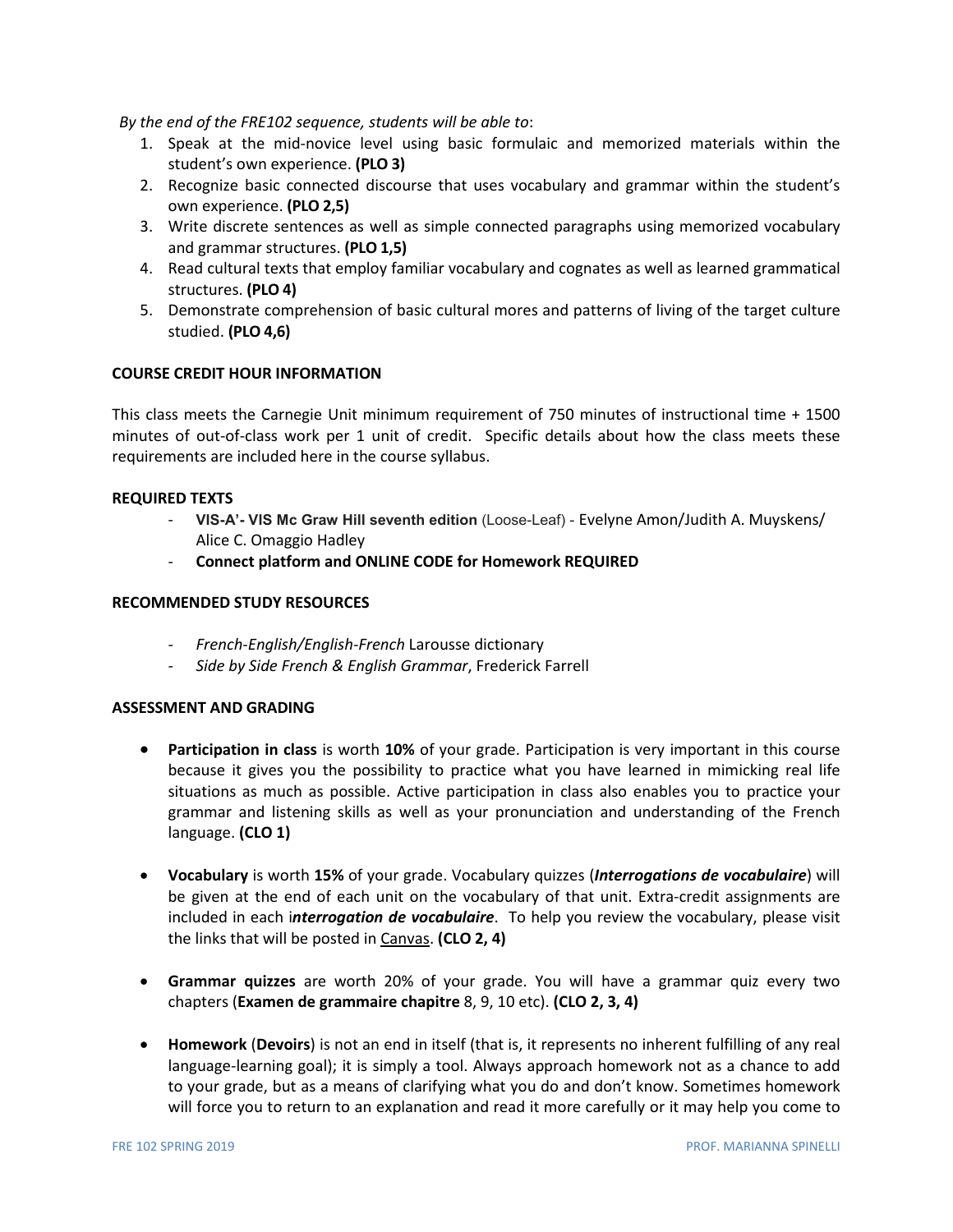*By the end of the FRE102 sequence, students will be able to*:

1. Speak at the mid-novice level using basic formulaic and memorized materials within the student's own experience. **(PLO 3)**
2. Recognize basic connected discourse that uses vocabulary and grammar within the student's own experience. **(PLO 2,5)**
3. Write discrete sentences as well as simple connected paragraphs using memorized vocabulary and grammar structures. **(PLO 1,5)**
4. Read cultural texts that employ familiar vocabulary and cognates as well as learned grammatical structures. **(PLO 4)**
5. Demonstrate comprehension of basic cultural mores and patterns of living of the target culture studied. **(PLO 4,6)**

## COURSE CREDIT HOUR INFORMATION

This class meets the Carnegie Unit minimum requirement of 750 minutes of instructional time + 1500 minutes of out-of-class work per 1 unit of credit. Specific details about how the class meets these requirements are included here in the course syllabus.

## REQUIRED TEXTS

- **VIS-A'- VIS Mc Graw Hill seventh edition** (Loose-Leaf) - Evelyne Amon/Judith A. Muyskens/ Alice C. Omaggio Hadley
- **Connect platform and ONLINE CODE for Homework REQUIRED**

## RECOMMENDED STUDY RESOURCES

- *French-English/English-French* Larousse dictionary
- *Side by Side French & English Grammar*, Frederick Farrell

## ASSESSMENT AND GRADING

- **Participation in class** is worth **10%** of your grade. Participation is very important in this course because it gives you the possibility to practice what you have learned in mimicking real life situations as much as possible. Active participation in class also enables you to practice your grammar and listening skills as well as your pronunciation and understanding of the French language. **(CLO 1)**

- **Vocabulary** is worth **15%** of your grade. Vocabulary quizzes (***Interrogations de vocabulaire***) will be given at the end of each unit on the vocabulary of that unit. Extra-credit assignments are included in each i***nterrogation de vocabulaire***. To help you review the vocabulary, please visit the links that will be posted in Canvas. **(CLO 2, 4)**

- **Grammar quizzes** are worth 20% of your grade. You will have a grammar quiz every two chapters (**Examen de grammaire chapitre** 8, 9, 10 etc). **(CLO 2, 3, 4)**

- **Homework** (**Devoirs**) is not an end in itself (that is, it represents no inherent fulfilling of any real language-learning goal); it is simply a tool. Always approach homework not as a chance to add to your grade, but as a means of clarifying what you do and don't know. Sometimes homework will force you to return to an explanation and read it more carefully or it may help you come to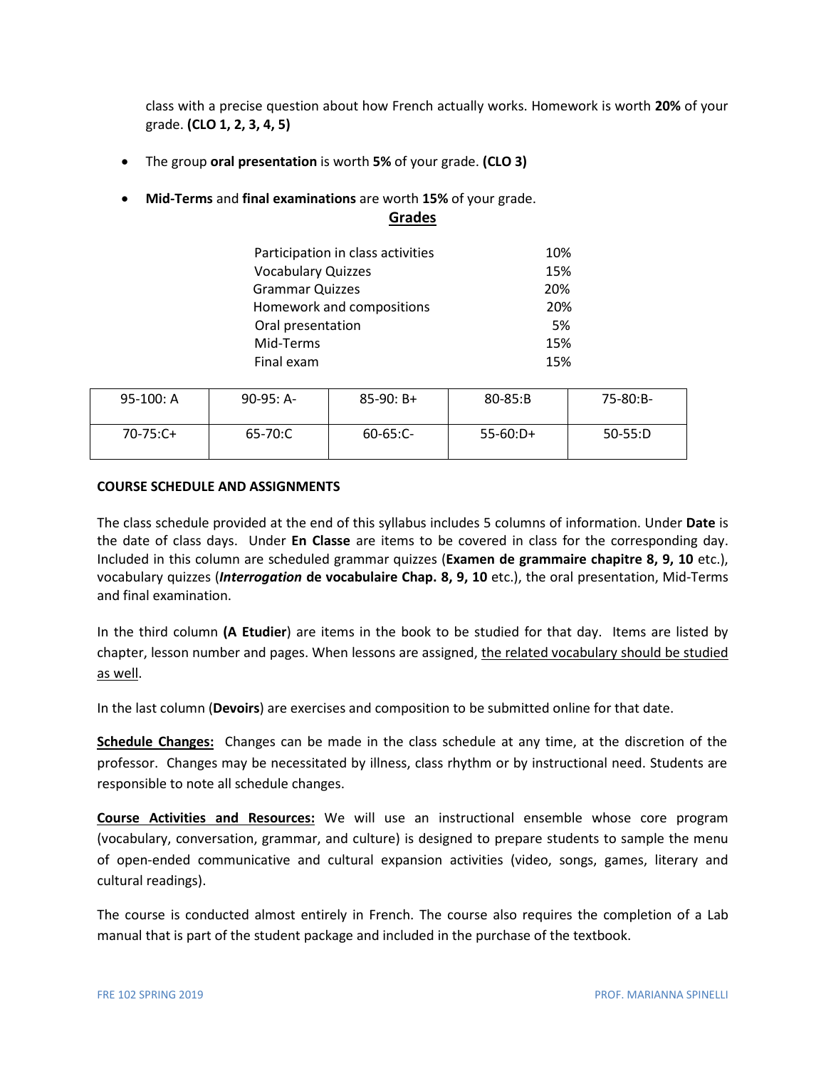class with a precise question about how French actually works. Homework is worth **20%** of your grade. **(CLO 1, 2, 3, 4, 5)**

- The group **oral presentation** is worth **5%** of your grade. **(CLO 3)**
- **Mid-Terms** and **final examinations** are worth **15%** of your grade.

## Grades

| | |
|---|---|
| Participation in class activities | 10% |
| Vocabulary Quizzes | 15% |
| Grammar Quizzes | 20% |
| Homework and compositions | 20% |
| Oral presentation | 5% |
| Mid-Terms | 15% |
| Final exam | 15% |

| | | | | |
|---|---|---|---|---|
| 95-100: A | 90-95: A- | 85-90: B+ | 80-85:B | 75-80:B- |
| 70-75:C+ | 65-70:C | 60-65:C- | 55-60:D+ | 50-55:D |

**COURSE SCHEDULE AND ASSIGNMENTS**

The class schedule provided at the end of this syllabus includes 5 columns of information. Under **Date** is the date of class days. Under **En Classe** are items to be covered in class for the corresponding day. Included in this column are scheduled grammar quizzes (**Examen de grammaire chapitre 8, 9, 10** etc.), vocabulary quizzes (***Interrogation* de vocabulaire Chap. 8, 9, 10** etc.), the oral presentation, Mid-Terms and final examination.

In the third column **(A Etudier**) are items in the book to be studied for that day. Items are listed by chapter, lesson number and pages. When lessons are assigned, the related vocabulary should be studied as well.

In the last column (**Devoirs**) are exercises and composition to be submitted online for that date.

**Schedule Changes:** Changes can be made in the class schedule at any time, at the discretion of the professor. Changes may be necessitated by illness, class rhythm or by instructional need. Students are responsible to note all schedule changes.

**Course Activities and Resources:** We will use an instructional ensemble whose core program (vocabulary, conversation, grammar, and culture) is designed to prepare students to sample the menu of open-ended communicative and cultural expansion activities (video, songs, games, literary and cultural readings).

The course is conducted almost entirely in French. The course also requires the completion of a Lab manual that is part of the student package and included in the purchase of the textbook.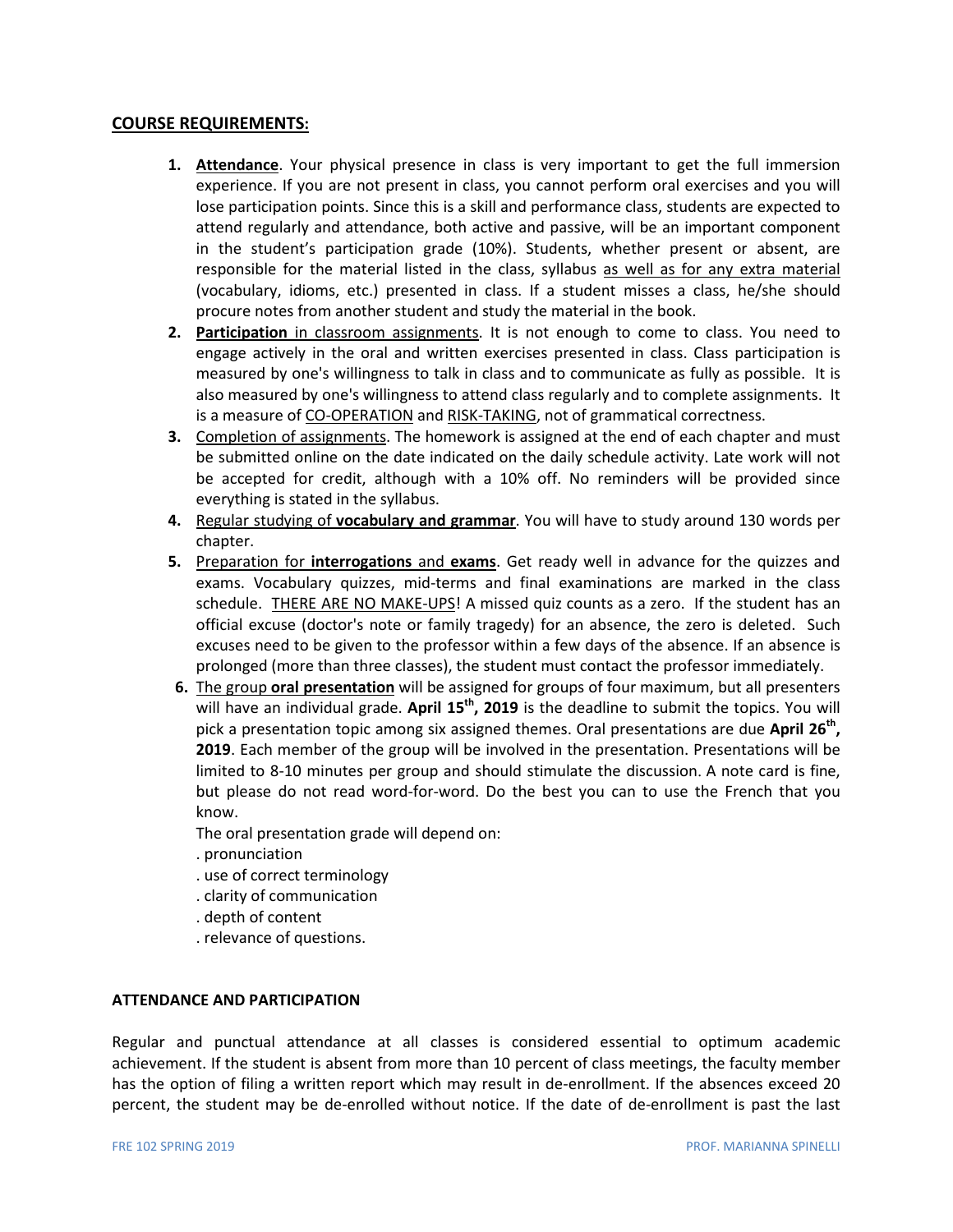## COURSE REQUIREMENTS:

1. **Attendance**. Your physical presence in class is very important to get the full immersion experience. If you are not present in class, you cannot perform oral exercises and you will lose participation points. Since this is a skill and performance class, students are expected to attend regularly and attendance, both active and passive, will be an important component in the student's participation grade (10%). Students, whether present or absent, are responsible for the material listed in the class, syllabus as well as for any extra material (vocabulary, idioms, etc.) presented in class. If a student misses a class, he/she should procure notes from another student and study the material in the book.
2. **Participation** in classroom assignments. It is not enough to come to class. You need to engage actively in the oral and written exercises presented in class. Class participation is measured by one's willingness to talk in class and to communicate as fully as possible. It is also measured by one's willingness to attend class regularly and to complete assignments. It is a measure of CO-OPERATION and RISK-TAKING, not of grammatical correctness.
3. Completion of assignments. The homework is assigned at the end of each chapter and must be submitted online on the date indicated on the daily schedule activity. Late work will not be accepted for credit, although with a 10% off. No reminders will be provided since everything is stated in the syllabus.
4. Regular studying of **vocabulary and grammar**. You will have to study around 130 words per chapter.
5. Preparation for **interrogations** and **exams**. Get ready well in advance for the quizzes and exams. Vocabulary quizzes, mid-terms and final examinations are marked in the class schedule. THERE ARE NO MAKE-UPS! A missed quiz counts as a zero. If the student has an official excuse (doctor's note or family tragedy) for an absence, the zero is deleted. Such excuses need to be given to the professor within a few days of the absence. If an absence is prolonged (more than three classes), the student must contact the professor immediately.
6. The group **oral presentation** will be assigned for groups of four maximum, but all presenters will have an individual grade. **April 15th, 2019** is the deadline to submit the topics. You will pick a presentation topic among six assigned themes. Oral presentations are due **April 26th, 2019**. Each member of the group will be involved in the presentation. Presentations will be limited to 8-10 minutes per group and should stimulate the discussion. A note card is fine, but please do not read word-for-word. Do the best you can to use the French that you know.

   The oral presentation grade will depend on:

   . pronunciation
   . use of correct terminology
   . clarity of communication
   . depth of content
   . relevance of questions.

**ATTENDANCE AND PARTICIPATION**

Regular and punctual attendance at all classes is considered essential to optimum academic achievement. If the student is absent from more than 10 percent of class meetings, the faculty member has the option of filing a written report which may result in de-enrollment. If the absences exceed 20 percent, the student may be de-enrolled without notice. If the date of de-enrollment is past the last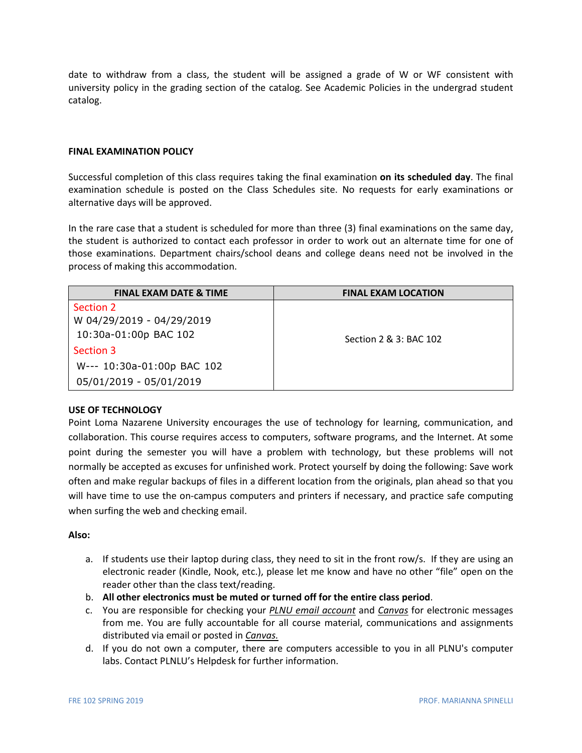date to withdraw from a class, the student will be assigned a grade of W or WF consistent with university policy in the grading section of the catalog. See Academic Policies in the undergrad student catalog.

**FINAL EXAMINATION POLICY**

Successful completion of this class requires taking the final examination **on its scheduled day**. The final examination schedule is posted on the Class Schedules site. No requests for early examinations or alternative days will be approved.

In the rare case that a student is scheduled for more than three (3) final examinations on the same day, the student is authorized to contact each professor in order to work out an alternate time for one of those examinations. Department chairs/school deans and college deans need not be involved in the process of making this accommodation.

| FINAL EXAM DATE & TIME | FINAL EXAM LOCATION |
| --- | --- |
| Section 2<br>W 04/29/2019 - 04/29/2019<br>10:30a-01:00p BAC 102<br>Section 3<br>W--- 10:30a-01:00p BAC 102<br>05/01/2019 - 05/01/2019 | Section 2 & 3: BAC 102 |

**USE OF TECHNOLOGY**

Point Loma Nazarene University encourages the use of technology for learning, communication, and collaboration. This course requires access to computers, software programs, and the Internet. At some point during the semester you will have a problem with technology, but these problems will not normally be accepted as excuses for unfinished work. Protect yourself by doing the following: Save work often and make regular backups of files in a different location from the originals, plan ahead so that you will have time to use the on-campus computers and printers if necessary, and practice safe computing when surfing the web and checking email.

**Also:**

a. If students use their laptop during class, they need to sit in the front row/s. If they are using an electronic reader (Kindle, Nook, etc.), please let me know and have no other "file" open on the reader other than the class text/reading.
b. **All other electronics must be muted or turned off for the entire class period**.
c. You are responsible for checking your *PLNU email account* and *Canvas* for electronic messages from me. You are fully accountable for all course material, communications and assignments distributed via email or posted in *Canvas.*
d. If you do not own a computer, there are computers accessible to you in all PLNU's computer labs. Contact PLNLU's Helpdesk for further information.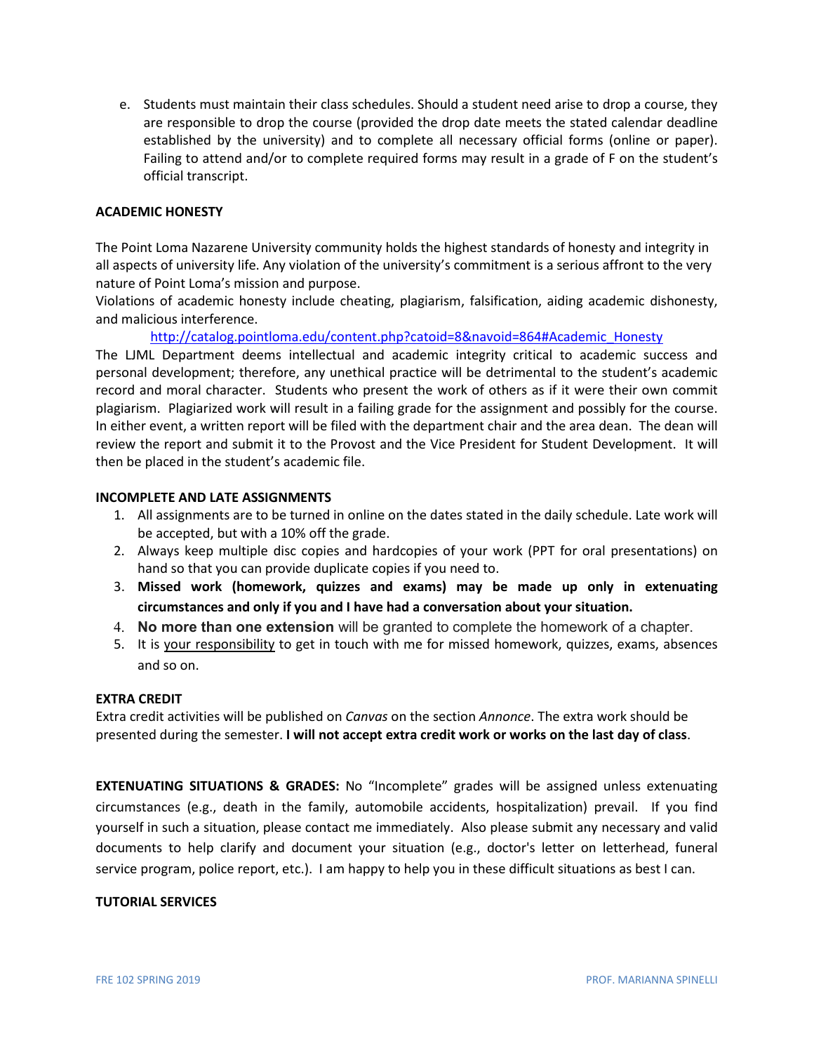e. Students must maintain their class schedules. Should a student need arise to drop a course, they are responsible to drop the course (provided the drop date meets the stated calendar deadline established by the university) and to complete all necessary official forms (online or paper). Failing to attend and/or to complete required forms may result in a grade of F on the student's official transcript.

**ACADEMIC HONESTY**

The Point Loma Nazarene University community holds the highest standards of honesty and integrity in all aspects of university life. Any violation of the university's commitment is a serious affront to the very nature of Point Loma's mission and purpose.

Violations of academic honesty include cheating, plagiarism, falsification, aiding academic dishonesty, and malicious interference.

http://catalog.pointloma.edu/content.php?catoid=8&navoid=864#Academic_Honesty

The LJML Department deems intellectual and academic integrity critical to academic success and personal development; therefore, any unethical practice will be detrimental to the student's academic record and moral character. Students who present the work of others as if it were their own commit plagiarism. Plagiarized work will result in a failing grade for the assignment and possibly for the course. In either event, a written report will be filed with the department chair and the area dean. The dean will review the report and submit it to the Provost and the Vice President for Student Development. It will then be placed in the student's academic file.

**INCOMPLETE AND LATE ASSIGNMENTS**

1. All assignments are to be turned in online on the dates stated in the daily schedule. Late work will be accepted, but with a 10% off the grade.
2. Always keep multiple disc copies and hardcopies of your work (PPT for oral presentations) on hand so that you can provide duplicate copies if you need to.
3. **Missed work (homework, quizzes and exams) may be made up only in extenuating circumstances and only if you and I have had a conversation about your situation.**
4. **No more than one extension** will be granted to complete the homework of a chapter.
5. It is your responsibility to get in touch with me for missed homework, quizzes, exams, absences and so on.

**EXTRA CREDIT**

Extra credit activities will be published on *Canvas* on the section *Annonce*. The extra work should be presented during the semester. **I will not accept extra credit work or works on the last day of class**.

**EXTENUATING SITUATIONS & GRADES:** No "Incomplete" grades will be assigned unless extenuating circumstances (e.g., death in the family, automobile accidents, hospitalization) prevail. If you find yourself in such a situation, please contact me immediately. Also please submit any necessary and valid documents to help clarify and document your situation (e.g., doctor's letter on letterhead, funeral service program, police report, etc.). I am happy to help you in these difficult situations as best I can.

**TUTORIAL SERVICES**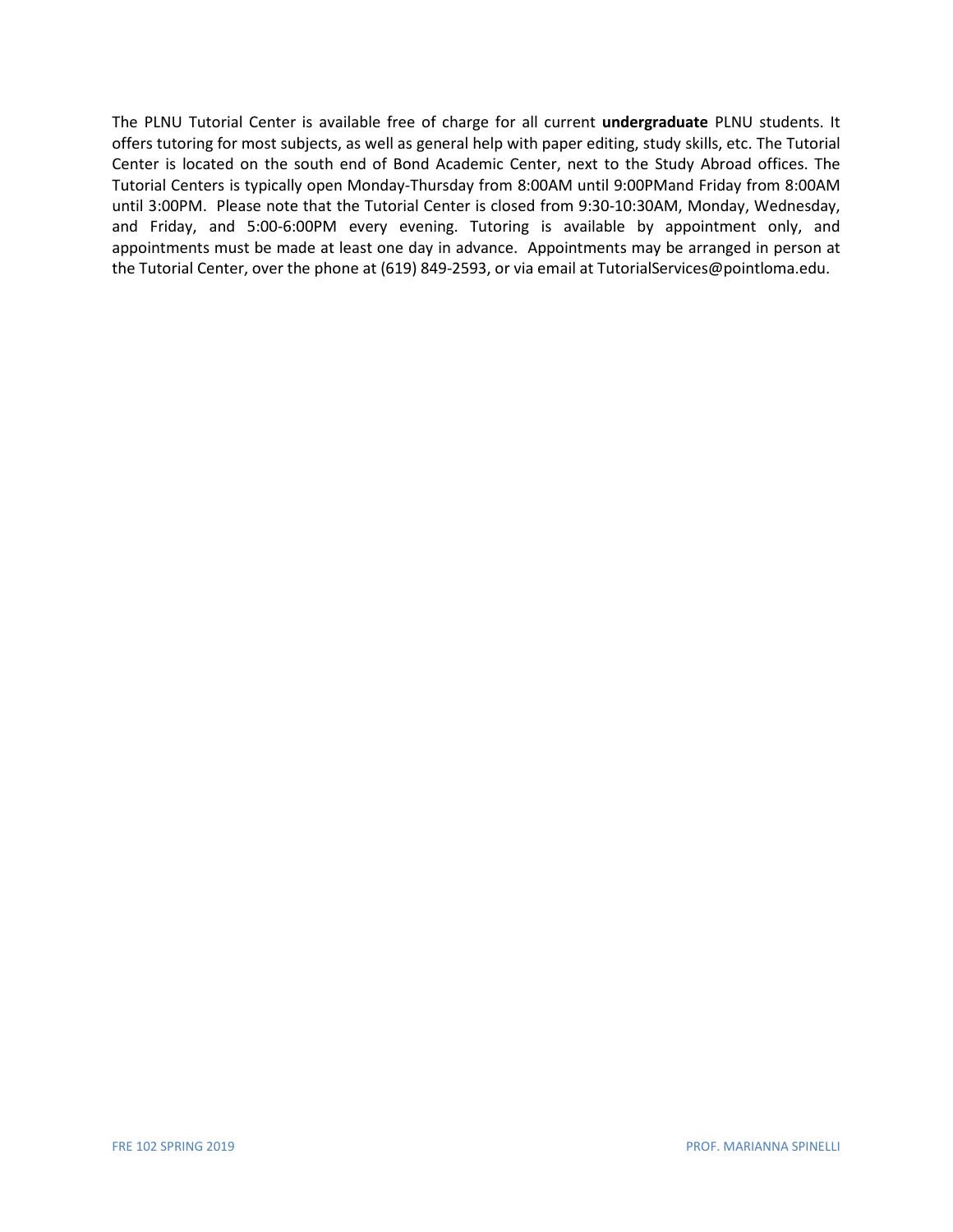The PLNU Tutorial Center is available free of charge for all current **undergraduate** PLNU students. It offers tutoring for most subjects, as well as general help with paper editing, study skills, etc. The Tutorial Center is located on the south end of Bond Academic Center, next to the Study Abroad offices. The Tutorial Centers is typically open Monday-Thursday from 8:00AM until 9:00PMand Friday from 8:00AM until 3:00PM. Please note that the Tutorial Center is closed from 9:30-10:30AM, Monday, Wednesday, and Friday, and 5:00-6:00PM every evening. Tutoring is available by appointment only, and appointments must be made at least one day in advance. Appointments may be arranged in person at the Tutorial Center, over the phone at (619) 849-2593, or via email at TutorialServices@pointloma.edu.